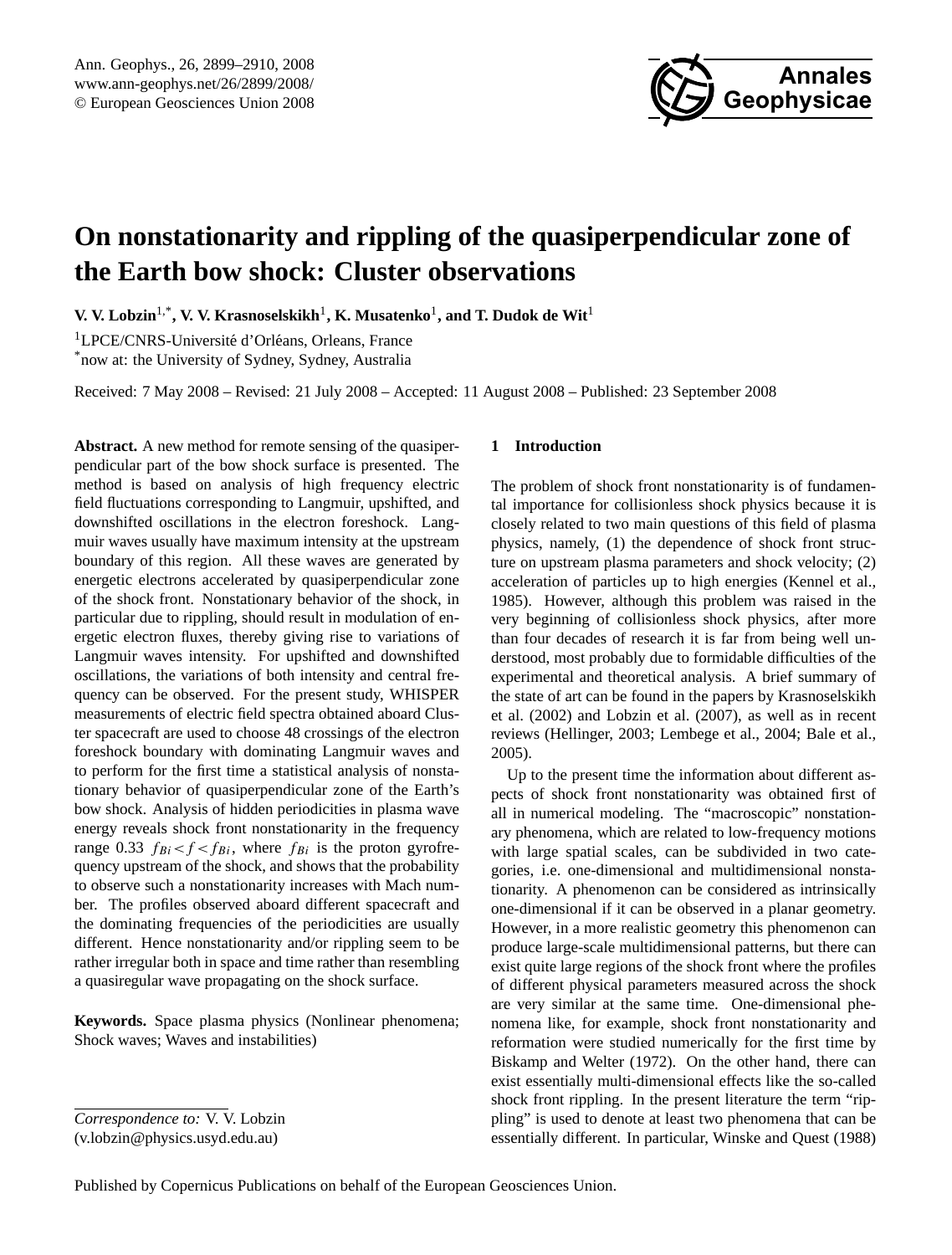# On nonstationarity and rippling of the quasiperpendicular zone of the Earth bow shock: Cluster observations

**V. V. Lobzin[1,*], V. V. Krasnoselskikh[1], K. Musatenko[1], and T. Dudok de Wit[1]**

[1]LPCE/CNRS-Université d'Orléans, Orleans, France

[*]now at: the University of Sydney, Sydney, Australia

Received: 7 May 2008 – Revised: 21 July 2008 – Accepted: 11 August 2008 – Published: 23 September 2008

**Abstract.** A new method for remote sensing of the quasiperpendicular part of the bow shock surface is presented. The method is based on analysis of high frequency electric field fluctuations corresponding to Langmuir, upshifted, and downshifted oscillations in the electron foreshock. Langmuir waves usually have maximum intensity at the upstream boundary of this region. All these waves are generated by energetic electrons accelerated by quasiperpendicular zone of the shock front. Nonstationary behavior of the shock, in particular due to rippling, should result in modulation of energetic electron fluxes, thereby giving rise to variations of Langmuir waves intensity. For upshifted and downshifted oscillations, the variations of both intensity and central frequency can be observed. For the present study, WHISPER measurements of electric field spectra obtained aboard Cluster spacecraft are used to choose 48 crossings of the electron foreshock boundary with dominating Langmuir waves and to perform for the first time a statistical analysis of nonstationary behavior of quasiperpendicular zone of the Earth's bow shock. Analysis of hidden periodicities in plasma wave energy reveals shock front nonstationarity in the frequency range $0.33\ f_{Bi} < f < f_{Bi}$, where $f_{Bi}$ is the proton gyrofrequency upstream of the shock, and shows that the probability to observe such a nonstationarity increases with Mach number. The profiles observed aboard different spacecraft and the dominating frequencies of the periodicities are usually different. Hence nonstationarity and/or rippling seem to be rather irregular both in space and time rather than resembling a quasiregular wave propagating on the shock surface.

**Keywords.** Space plasma physics (Nonlinear phenomena; Shock waves; Waves and instabilities)

*Correspondence to:* V. V. Lobzin
(v.lobzin@physics.usyd.edu.au)

## 1 Introduction

The problem of shock front nonstationarity is of fundamental importance for collisionless shock physics because it is closely related to two main questions of this field of plasma physics, namely, (1) the dependence of shock front structure on upstream plasma parameters and shock velocity; (2) acceleration of particles up to high energies (Kennel et al., 1985). However, although this problem was raised in the very beginning of collisionless shock physics, after more than four decades of research it is far from being well understood, most probably due to formidable difficulties of the experimental and theoretical analysis. A brief summary of the state of art can be found in the papers by Krasnoselskikh et al. (2002) and Lobzin et al. (2007), as well as in recent reviews (Hellinger, 2003; Lembege et al., 2004; Bale et al., 2005).

Up to the present time the information about different aspects of shock front nonstationarity was obtained first of all in numerical modeling. The "macroscopic" nonstationary phenomena, which are related to low-frequency motions with large spatial scales, can be subdivided in two categories, i.e. one-dimensional and multidimensional nonstationarity. A phenomenon can be considered as intrinsically one-dimensional if it can be observed in a planar geometry. However, in a more realistic geometry this phenomenon can produce large-scale multidimensional patterns, but there can exist quite large regions of the shock front where the profiles of different physical parameters measured across the shock are very similar at the same time. One-dimensional phenomena like, for example, shock front nonstationarity and reformation were studied numerically for the first time by Biskamp and Welter (1972). On the other hand, there can exist essentially multi-dimensional effects like the so-called shock front rippling. In the present literature the term "rippling" is used to denote at least two phenomena that can be essentially different. In particular, Winske and Quest (1988)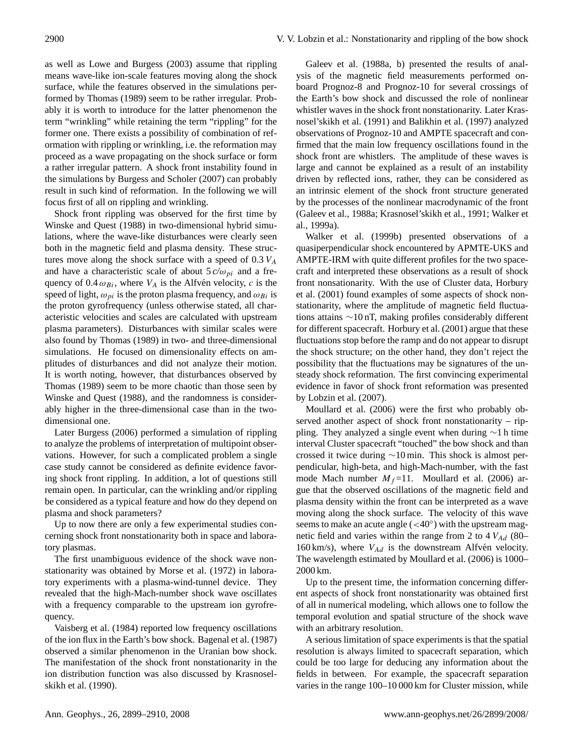as well as Lowe and Burgess (2003) assume that rippling means wave-like ion-scale features moving along the shock surface, while the features observed in the simulations performed by Thomas (1989) seem to be rather irregular. Probably it is worth to introduce for the latter phenomenon the term "wrinkling" while retaining the term "rippling" for the former one. There exists a possibility of combination of reformation with rippling or wrinkling, i.e. the reformation may proceed as a wave propagating on the shock surface or form a rather irregular pattern. A shock front instability found in the simulations by Burgess and Scholer (2007) can probably result in such kind of reformation. In the following we will focus first of all on rippling and wrinkling.

Shock front rippling was observed for the first time by Winske and Quest (1988) in two-dimensional hybrid simulations, where the wave-like disturbances were clearly seen both in the magnetic field and plasma density. These structures move along the shock surface with a speed of $0.3\,V_A$ and have a characteristic scale of about $5\,c/\omega_{pi}$ and a frequency of $0.4\,\omega_{Bi}$, where $V_A$ is the Alfvén velocity, $c$ is the speed of light, $\omega_{pi}$ is the proton plasma frequency, and $\omega_{Bi}$ is the proton gyrofrequency (unless otherwise stated, all characteristic velocities and scales are calculated with upstream plasma parameters). Disturbances with similar scales were also found by Thomas (1989) in two- and three-dimensional simulations. He focused on dimensionality effects on amplitudes of disturbances and did not analyze their motion. It is worth noting, however, that disturbances observed by Thomas (1989) seem to be more chaotic than those seen by Winske and Quest (1988), and the randomness is considerably higher in the three-dimensional case than in the two-dimensional one.

Later Burgess (2006) performed a simulation of rippling to analyze the problems of interpretation of multipoint observations. However, for such a complicated problem a single case study cannot be considered as definite evidence favoring shock front rippling. In addition, a lot of questions still remain open. In particular, can the wrinkling and/or rippling be considered as a typical feature and how do they depend on plasma and shock parameters?

Up to now there are only a few experimental studies concerning shock front nonstationarity both in space and laboratory plasmas.

The first unambiguous evidence of the shock wave nonstationarity was obtained by Morse et al. (1972) in laboratory experiments with a plasma-wind-tunnel device. They revealed that the high-Mach-number shock wave oscillates with a frequency comparable to the upstream ion gyrofrequency.

Vaisberg et al. (1984) reported low frequency oscillations of the ion flux in the Earth's bow shock. Bagenal et al. (1987) observed a similar phenomenon in the Uranian bow shock. The manifestation of the shock front nonstationarity in the ion distribution function was also discussed by Krasnoselskikh et al. (1990).

Galeev et al. (1988a, b) presented the results of analysis of the magnetic field measurements performed onboard Prognoz-8 and Prognoz-10 for several crossings of the Earth's bow shock and discussed the role of nonlinear whistler waves in the shock front nonstationarity. Later Krasnosel'skikh et al. (1991) and Balikhin et al. (1997) analyzed observations of Prognoz-10 and AMPTE spacecraft and confirmed that the main low frequency oscillations found in the shock front are whistlers. The amplitude of these waves is large and cannot be explained as a result of an instability driven by reflected ions, rather, they can be considered as an intrinsic element of the shock front structure generated by the processes of the nonlinear macrodynamic of the front (Galeev et al., 1988a; Krasnosel'skikh et al., 1991; Walker et al., 1999a).

Walker et al. (1999b) presented observations of a quasiperpendicular shock encountered by APMTE-UKS and AMPTE-IRM with quite different profiles for the two spacecraft and interpreted these observations as a result of shock front nonsationarity. With the use of Cluster data, Horbury et al. (2001) found examples of some aspects of shock nonstationarity, where the amplitude of magnetic field fluctuations attains $\sim$10 nT, making profiles considerably different for different spacecraft. Horbury et al. (2001) argue that these fluctuations stop before the ramp and do not appear to disrupt the shock structure; on the other hand, they don't reject the possibility that the fluctuations may be signatures of the unsteady shock reformation. The first convincing experimental evidence in favor of shock front reformation was presented by Lobzin et al. (2007).

Moullard et al. (2006) were the first who probably observed another aspect of shock front nonstationarity – rippling. They analyzed a single event when during $\sim$1 h time interval Cluster spacecraft "touched" the bow shock and than crossed it twice during $\sim$10 min. This shock is almost perpendicular, high-beta, and high-Mach-number, with the fast mode Mach number $M_f$=11. Moullard et al. (2006) argue that the observed oscillations of the magnetic field and plasma density within the front can be interpreted as a wave moving along the shock surface. The velocity of this wave seems to make an acute angle ($<40^\circ$) with the upstream magnetic field and varies within the range from 2 to 4 $V_{Ad}$ (80–160 km/s), where $V_{Ad}$ is the downstream Alfvén velocity. The wavelength estimated by Moullard et al. (2006) is 1000–2000 km.

Up to the present time, the information concerning different aspects of shock front nonstationarity was obtained first of all in numerical modeling, which allows one to follow the temporal evolution and spatial structure of the shock wave with an arbitrary resolution.

A serious limitation of space experiments is that the spatial resolution is always limited to spacecraft separation, which could be too large for deducing any information about the fields in between. For example, the spacecraft separation varies in the range 100–10 000 km for Cluster mission, while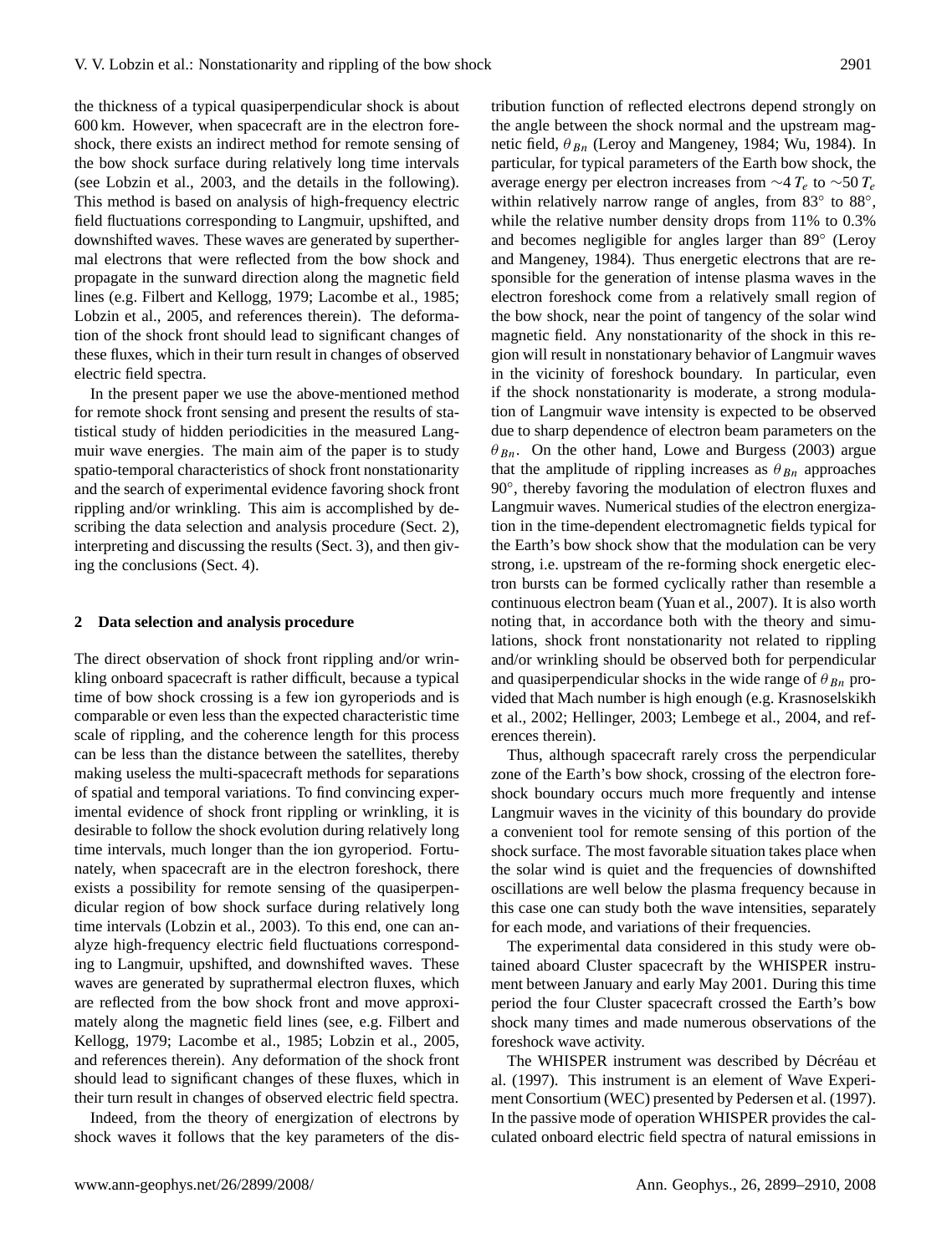the thickness of a typical quasiperpendicular shock is about 600 km. However, when spacecraft are in the electron foreshock, there exists an indirect method for remote sensing of the bow shock surface during relatively long time intervals (see Lobzin et al., 2003, and the details in the following). This method is based on analysis of high-frequency electric field fluctuations corresponding to Langmuir, upshifted, and downshifted waves. These waves are generated by superthermal electrons that were reflected from the bow shock and propagate in the sunward direction along the magnetic field lines (e.g. Filbert and Kellogg, 1979; Lacombe et al., 1985; Lobzin et al., 2005, and references therein). The deformation of the shock front should lead to significant changes of these fluxes, which in their turn result in changes of observed electric field spectra.

In the present paper we use the above-mentioned method for remote shock front sensing and present the results of statistical study of hidden periodicities in the measured Langmuir wave energies. The main aim of the paper is to study spatio-temporal characteristics of shock front nonstationarity and the search of experimental evidence favoring shock front rippling and/or wrinkling. This aim is accomplished by describing the data selection and analysis procedure (Sect. 2), interpreting and discussing the results (Sect. 3), and then giving the conclusions (Sect. 4).

## 2 Data selection and analysis procedure

The direct observation of shock front rippling and/or wrinkling onboard spacecraft is rather difficult, because a typical time of bow shock crossing is a few ion gyroperiods and is comparable or even less than the expected characteristic time scale of rippling, and the coherence length for this process can be less than the distance between the satellites, thereby making useless the multi-spacecraft methods for separations of spatial and temporal variations. To find convincing experimental evidence of shock front rippling or wrinkling, it is desirable to follow the shock evolution during relatively long time intervals, much longer than the ion gyroperiod. Fortunately, when spacecraft are in the electron foreshock, there exists a possibility for remote sensing of the quasiperpendicular region of bow shock surface during relatively long time intervals (Lobzin et al., 2003). To this end, one can analyze high-frequency electric field fluctuations corresponding to Langmuir, upshifted, and downshifted waves. These waves are generated by suprathermal electron fluxes, which are reflected from the bow shock front and move approximately along the magnetic field lines (see, e.g. Filbert and Kellogg, 1979; Lacombe et al., 1985; Lobzin et al., 2005, and references therein). Any deformation of the shock front should lead to significant changes of these fluxes, which in their turn result in changes of observed electric field spectra.

Indeed, from the theory of energization of electrons by shock waves it follows that the key parameters of the distribution function of reflected electrons depend strongly on the angle between the shock normal and the upstream magnetic field, $\theta_{Bn}$ (Leroy and Mangeney, 1984; Wu, 1984). In particular, for typical parameters of the Earth bow shock, the average energy per electron increases from $\sim 4\,T_e$ to $\sim 50\,T_e$ within relatively narrow range of angles, from 83° to 88°, while the relative number density drops from 11% to 0.3% and becomes negligible for angles larger than 89° (Leroy and Mangeney, 1984). Thus energetic electrons that are responsible for the generation of intense plasma waves in the electron foreshock come from a relatively small region of the bow shock, near the point of tangency of the solar wind magnetic field. Any nonstationarity of the shock in this region will result in nonstationary behavior of Langmuir waves in the vicinity of foreshock boundary. In particular, even if the shock nonstationarity is moderate, a strong modulation of Langmuir wave intensity is expected to be observed due to sharp dependence of electron beam parameters on the $\theta_{Bn}$. On the other hand, Lowe and Burgess (2003) argue that the amplitude of rippling increases as $\theta_{Bn}$ approaches 90°, thereby favoring the modulation of electron fluxes and Langmuir waves. Numerical studies of the electron energization in the time-dependent electromagnetic fields typical for the Earth's bow shock show that the modulation can be very strong, i.e. upstream of the re-forming shock energetic electron bursts can be formed cyclically rather than resemble a continuous electron beam (Yuan et al., 2007). It is also worth noting that, in accordance both with the theory and simulations, shock front nonstationarity not related to rippling and/or wrinkling should be observed both for perpendicular and quasiperpendicular shocks in the wide range of $\theta_{Bn}$ provided that Mach number is high enough (e.g. Krasnoselskikh et al., 2002; Hellinger, 2003; Lembege et al., 2004, and references therein).

Thus, although spacecraft rarely cross the perpendicular zone of the Earth's bow shock, crossing of the electron foreshock boundary occurs much more frequently and intense Langmuir waves in the vicinity of this boundary do provide a convenient tool for remote sensing of this portion of the shock surface. The most favorable situation takes place when the solar wind is quiet and the frequencies of downshifted oscillations are well below the plasma frequency because in this case one can study both the wave intensities, separately for each mode, and variations of their frequencies.

The experimental data considered in this study were obtained aboard Cluster spacecraft by the WHISPER instrument between January and early May 2001. During this time period the four Cluster spacecraft crossed the Earth's bow shock many times and made numerous observations of the foreshock wave activity.

The WHISPER instrument was described by Décréau et al. (1997). This instrument is an element of Wave Experiment Consortium (WEC) presented by Pedersen et al. (1997). In the passive mode of operation WHISPER provides the calculated onboard electric field spectra of natural emissions in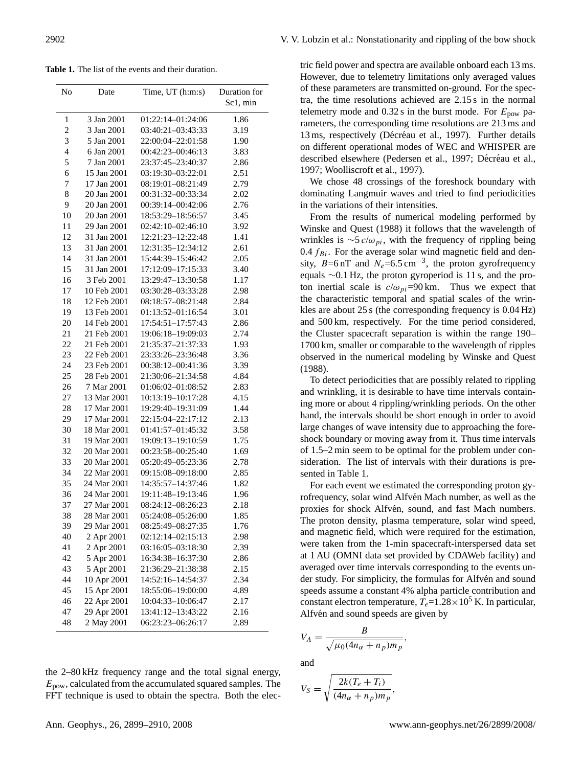**Table 1.** The list of the events and their duration.

| No | Date | Time, UT (h:m:s) | Duration for Sc1, min |
|---|---|---|---|
| 1 | 3 Jan 2001 | 01:22:14–01:24:06 | 1.86 |
| 2 | 3 Jan 2001 | 03:40:21–03:43:33 | 3.19 |
| 3 | 5 Jan 2001 | 22:00:04–22:01:58 | 1.90 |
| 4 | 6 Jan 2001 | 00:42:23–00:46:13 | 3.83 |
| 5 | 7 Jan 2001 | 23:37:45–23:40:37 | 2.86 |
| 6 | 15 Jan 2001 | 03:19:30–03:22:01 | 2.51 |
| 7 | 17 Jan 2001 | 08:19:01–08:21:49 | 2.79 |
| 8 | 20 Jan 2001 | 00:31:32–00:33:34 | 2.02 |
| 9 | 20 Jan 2001 | 00:39:14–00:42:06 | 2.76 |
| 10 | 20 Jan 2001 | 18:53:29–18:56:57 | 3.45 |
| 11 | 29 Jan 2001 | 02:42:10–02:46:10 | 3.92 |
| 12 | 31 Jan 2001 | 12:21:23–12:22:48 | 1.41 |
| 13 | 31 Jan 2001 | 12:31:35–12:34:12 | 2.61 |
| 14 | 31 Jan 2001 | 15:44:39–15:46:42 | 2.05 |
| 15 | 31 Jan 2001 | 17:12:09–17:15:33 | 3.40 |
| 16 | 3 Feb 2001 | 13:29:47–13:30:58 | 1.17 |
| 17 | 10 Feb 2001 | 03:30:28–03:33:28 | 2.98 |
| 18 | 12 Feb 2001 | 08:18:57–08:21:48 | 2.84 |
| 19 | 13 Feb 2001 | 01:13:52–01:16:54 | 3.01 |
| 20 | 14 Feb 2001 | 17:54:51–17:57:43 | 2.86 |
| 21 | 21 Feb 2001 | 19:06:18–19:09:03 | 2.74 |
| 22 | 21 Feb 2001 | 21:35:37–21:37:33 | 1.93 |
| 23 | 22 Feb 2001 | 23:33:26–23:36:48 | 3.36 |
| 24 | 23 Feb 2001 | 00:38:12–00:41:36 | 3.39 |
| 25 | 28 Feb 2001 | 21:30:06–21:34:58 | 4.84 |
| 26 | 7 Mar 2001 | 01:06:02–01:08:52 | 2.83 |
| 27 | 13 Mar 2001 | 10:13:19–10:17:28 | 4.15 |
| 28 | 17 Mar 2001 | 19:29:40–19:31:09 | 1.44 |
| 29 | 17 Mar 2001 | 22:15:04–22:17:12 | 2.13 |
| 30 | 18 Mar 2001 | 01:41:57–01:45:32 | 3.58 |
| 31 | 19 Mar 2001 | 19:09:13–19:10:59 | 1.75 |
| 32 | 20 Mar 2001 | 00:23:58–00:25:40 | 1.69 |
| 33 | 20 Mar 2001 | 05:20:49–05:23:36 | 2.78 |
| 34 | 22 Mar 2001 | 09:15:08–09:18:00 | 2.85 |
| 35 | 24 Mar 2001 | 14:35:57–14:37:46 | 1.82 |
| 36 | 24 Mar 2001 | 19:11:48–19:13:46 | 1.96 |
| 37 | 27 Mar 2001 | 08:24:12–08:26:23 | 2.18 |
| 38 | 28 Mar 2001 | 05:24:08–05:26:00 | 1.85 |
| 39 | 29 Mar 2001 | 08:25:49–08:27:35 | 1.76 |
| 40 | 2 Apr 2001 | 02:12:14–02:15:13 | 2.98 |
| 41 | 2 Apr 2001 | 03:16:05–03:18:30 | 2.39 |
| 42 | 5 Apr 2001 | 16:34:38–16:37:30 | 2.86 |
| 43 | 5 Apr 2001 | 21:36:29–21:38:38 | 2.15 |
| 44 | 10 Apr 2001 | 14:52:16–14:54:37 | 2.34 |
| 45 | 15 Apr 2001 | 18:55:06–19:00:00 | 4.89 |
| 46 | 22 Apr 2001 | 10:04:33–10:06:47 | 2.17 |
| 47 | 29 Apr 2001 | 13:41:12–13:43:22 | 2.16 |
| 48 | 2 May 2001 | 06:23:23–06:26:17 | 2.89 |

the 2–80 kHz frequency range and the total signal energy, $E_{\text{pow}}$, calculated from the accumulated squared samples. The FFT technique is used to obtain the spectra. Both the electric field power and spectra are available onboard each 13 ms. However, due to telemetry limitations only averaged values of these parameters are transmitted on-ground. For the spectra, the time resolutions achieved are 2.15 s in the normal telemetry mode and 0.32 s in the burst mode. For $E_{\text{pow}}$ parameters, the corresponding time resolutions are 213 ms and 13 ms, respectively (Décréau et al., 1997). Further details on different operational modes of WEC and WHISPER are described elsewhere (Pedersen et al., 1997; Décréau et al., 1997; Woolliscroft et al., 1997).

We chose 48 crossings of the foreshock boundary with dominating Langmuir waves and tried to find periodicities in the variations of their intensities.

From the results of numerical modeling performed by Winske and Quest (1988) it follows that the wavelength of wrinkles is $\sim 5\, c/\omega_{pi}$, with the frequency of rippling being $0.4\, f_{Bi}$. For the average solar wind magnetic field and density, $B$=6 nT and $N_e$=6.5 cm$^{-3}$, the proton gyrofrequency equals $\sim$0.1 Hz, the proton gyroperiod is 11 s, and the proton inertial scale is $c/\omega_{pi}$=90 km. Thus we expect that the characteristic temporal and spatial scales of the wrinkles are about 25 s (the corresponding frequency is 0.04 Hz) and 500 km, respectively. For the time period considered, the Cluster spacecraft separation is within the range 190–1700 km, smaller or comparable to the wavelength of ripples observed in the numerical modeling by Winske and Quest (1988).

To detect periodicities that are possibly related to rippling and wrinkling, it is desirable to have time intervals containing more or about 4 rippling/wrinkling periods. On the other hand, the intervals should be short enough in order to avoid large changes of wave intensity due to approaching the foreshock boundary or moving away from it. Thus time intervals of 1.5–2 min seem to be optimal for the problem under consideration. The list of intervals with their durations is presented in Table 1.

For each event we estimated the corresponding proton gyrofrequency, solar wind Alfvén Mach number, as well as the proxies for shock Alfvén, sound, and fast Mach numbers. The proton density, plasma temperature, solar wind speed, and magnetic field, which were required for the estimation, were taken from the 1-min spacecraft-interspersed data set at 1 AU (OMNI data set provided by CDAWeb facility) and averaged over time intervals corresponding to the events under study. For simplicity, the formulas for Alfvén and sound speeds assume a constant 4% alpha particle contribution and constant electron temperature, $T_e$=1.28$\times$10$^5$ K. In particular, Alfvén and sound speeds are given by

$$V_A = \frac{B}{\sqrt{\mu_0 (4n_\alpha + n_p) m_p}},$$

and

$$V_S = \sqrt{\frac{2k(T_e + T_i)}{(4n_\alpha + n_p) m_p}},$$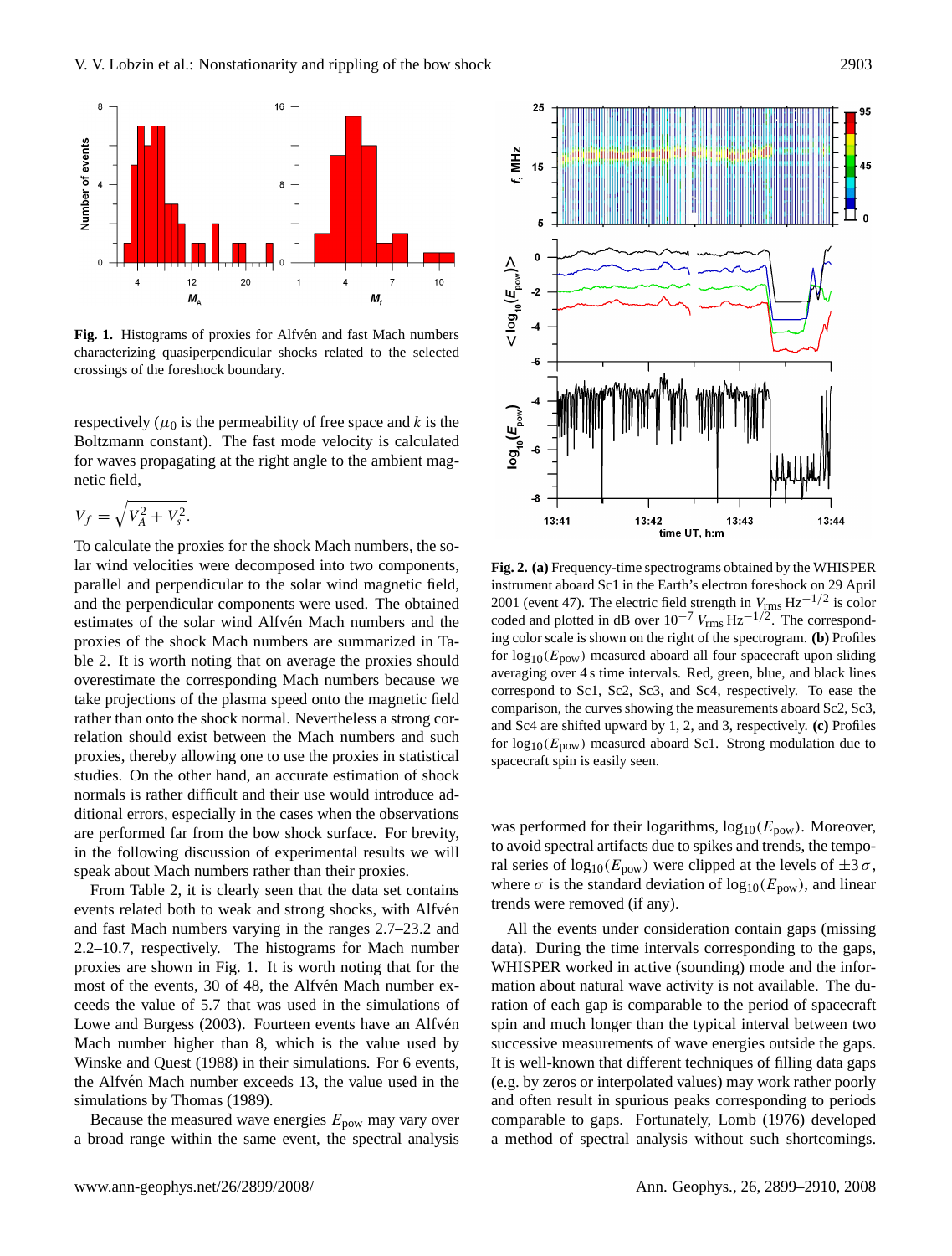**Fig. 1.** Histograms of proxies for Alfvén and fast Mach numbers characterizing quasiperpendicular shocks related to the selected crossings of the foreshock boundary.

respectively ($\mu_0$ is the permeability of free space and $k$ is the Boltzmann constant). The fast mode velocity is calculated for waves propagating at the right angle to the ambient magnetic field,

$$V_f = \sqrt{V_A^2 + V_s^2}.$$

To calculate the proxies for the shock Mach numbers, the solar wind velocities were decomposed into two components, parallel and perpendicular to the solar wind magnetic field, and the perpendicular components were used. The obtained estimates of the solar wind Alfvén Mach numbers and the proxies of the shock Mach numbers are summarized in Table 2. It is worth noting that on average the proxies should overestimate the corresponding Mach numbers because we take projections of the plasma speed onto the magnetic field rather than onto the shock normal. Nevertheless a strong correlation should exist between the Mach numbers and such proxies, thereby allowing one to use the proxies in statistical studies. On the other hand, an accurate estimation of shock normals is rather difficult and their use would introduce additional errors, especially in the cases when the observations are performed far from the bow shock surface. For brevity, in the following discussion of experimental results we will speak about Mach numbers rather than their proxies.

From Table 2, it is clearly seen that the data set contains events related both to weak and strong shocks, with Alfvén and fast Mach numbers varying in the ranges 2.7–23.2 and 2.2–10.7, respectively. The histograms for Mach number proxies are shown in Fig. 1. It is worth noting that for the most of the events, 30 of 48, the Alfvén Mach number exceeds the value of 5.7 that was used in the simulations of Lowe and Burgess (2003). Fourteen events have an Alfvén Mach number higher than 8, which is the value used by Winske and Quest (1988) in their simulations. For 6 events, the Alfvén Mach number exceeds 13, the value used in the simulations by Thomas (1989).

Because the measured wave energies $E_{\text{pow}}$ may vary over a broad range within the same event, the spectral analysis

**Fig. 2. (a)** Frequency-time spectrograms obtained by the WHISPER instrument aboard Sc1 in the Earth's electron foreshock on 29 April 2001 (event 47). The electric field strength in $V_{\text{rms}}\,\text{Hz}^{-1/2}$ is color coded and plotted in dB over $10^{-7}$ $V_{\text{rms}}\,\text{Hz}^{-1/2}$. The corresponding color scale is shown on the right of the spectrogram. **(b)** Profiles for $\log_{10}(E_{\text{pow}})$ measured aboard all four spacecraft upon sliding averaging over 4 s time intervals. Red, green, blue, and black lines correspond to Sc1, Sc2, Sc3, and Sc4, respectively. To ease the comparison, the curves showing the measurements aboard Sc2, Sc3, and Sc4 are shifted upward by 1, 2, and 3, respectively. **(c)** Profiles for $\log_{10}(E_{\text{pow}})$ measured aboard Sc1. Strong modulation due to spacecraft spin is easily seen.

was performed for their logarithms, $\log_{10}(E_{\text{pow}})$. Moreover, to avoid spectral artifacts due to spikes and trends, the temporal series of $\log_{10}(E_{\text{pow}})$ were clipped at the levels of $\pm 3\,\sigma$, where $\sigma$ is the standard deviation of $\log_{10}(E_{\text{pow}})$, and linear trends were removed (if any).

All the events under consideration contain gaps (missing data). During the time intervals corresponding to the gaps, WHISPER worked in active (sounding) mode and the information about natural wave activity is not available. The duration of each gap is comparable to the period of spacecraft spin and much longer than the typical interval between two successive measurements of wave energies outside the gaps. It is well-known that different techniques of filling data gaps (e.g. by zeros or interpolated values) may work rather poorly and often result in spurious peaks corresponding to periods comparable to gaps. Fortunately, Lomb (1976) developed a method of spectral analysis without such shortcomings.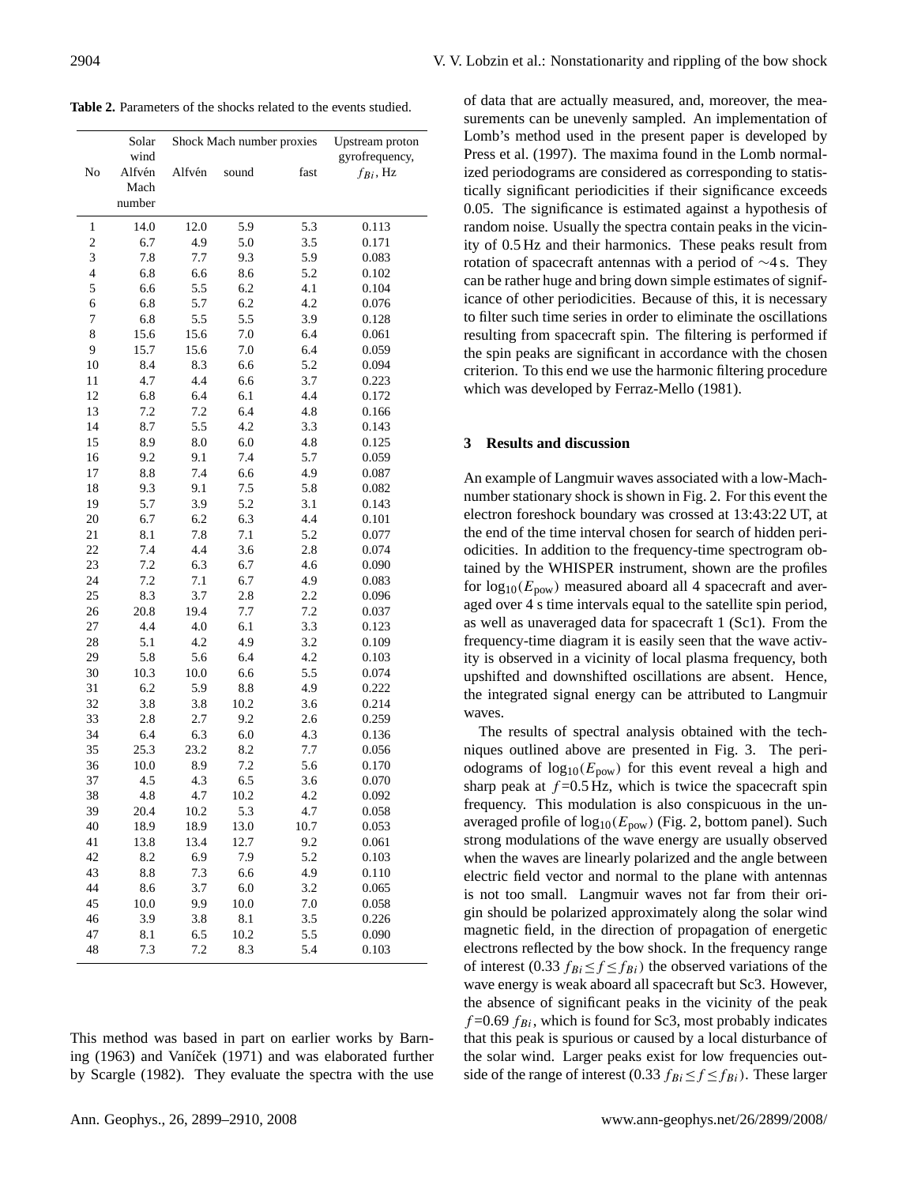**Table 2.** Parameters of the shocks related to the events studied.

| No | Solar wind Alfvén Mach number | Shock Mach number proxies | | | Upstream proton gyrofrequency, $f_{Bi}$, Hz |
|---|---|---|---|---|---|
| | | Alfvén | sound | fast | |
| 1 | 14.0 | 12.0 | 5.9 | 5.3 | 0.113 |
| 2 | 6.7 | 4.9 | 5.0 | 3.5 | 0.171 |
| 3 | 7.8 | 7.7 | 9.3 | 5.9 | 0.083 |
| 4 | 6.8 | 6.6 | 8.6 | 5.2 | 0.102 |
| 5 | 6.6 | 5.5 | 6.2 | 4.1 | 0.104 |
| 6 | 6.8 | 5.7 | 6.2 | 4.2 | 0.076 |
| 7 | 6.8 | 5.5 | 5.5 | 3.9 | 0.128 |
| 8 | 15.6 | 15.6 | 7.0 | 6.4 | 0.061 |
| 9 | 15.7 | 15.6 | 7.0 | 6.4 | 0.059 |
| 10 | 8.4 | 8.3 | 6.6 | 5.2 | 0.094 |
| 11 | 4.7 | 4.4 | 6.6 | 3.7 | 0.223 |
| 12 | 6.8 | 6.4 | 6.1 | 4.4 | 0.172 |
| 13 | 7.2 | 7.2 | 6.4 | 4.8 | 0.166 |
| 14 | 8.7 | 5.5 | 4.2 | 3.3 | 0.143 |
| 15 | 8.9 | 8.0 | 6.0 | 4.8 | 0.125 |
| 16 | 9.2 | 9.1 | 7.4 | 5.7 | 0.059 |
| 17 | 8.8 | 7.4 | 6.6 | 4.9 | 0.087 |
| 18 | 9.3 | 9.1 | 7.5 | 5.8 | 0.082 |
| 19 | 5.7 | 3.9 | 5.2 | 3.1 | 0.143 |
| 20 | 6.7 | 6.2 | 6.3 | 4.4 | 0.101 |
| 21 | 8.1 | 7.8 | 7.1 | 5.2 | 0.077 |
| 22 | 7.4 | 4.4 | 3.6 | 2.8 | 0.074 |
| 23 | 7.2 | 6.3 | 6.7 | 4.6 | 0.090 |
| 24 | 7.2 | 7.1 | 6.7 | 4.9 | 0.083 |
| 25 | 8.3 | 3.7 | 2.8 | 2.2 | 0.096 |
| 26 | 20.8 | 19.4 | 7.7 | 7.2 | 0.037 |
| 27 | 4.4 | 4.0 | 6.1 | 3.3 | 0.123 |
| 28 | 5.1 | 4.2 | 4.9 | 3.2 | 0.109 |
| 29 | 5.8 | 5.6 | 6.4 | 4.2 | 0.103 |
| 30 | 10.3 | 10.0 | 6.6 | 5.5 | 0.074 |
| 31 | 6.2 | 5.9 | 8.8 | 4.9 | 0.222 |
| 32 | 3.8 | 3.8 | 10.2 | 3.6 | 0.214 |
| 33 | 2.8 | 2.7 | 9.2 | 2.6 | 0.259 |
| 34 | 6.4 | 6.3 | 6.0 | 4.3 | 0.136 |
| 35 | 25.3 | 23.2 | 8.2 | 7.7 | 0.056 |
| 36 | 10.0 | 8.9 | 7.2 | 5.6 | 0.170 |
| 37 | 4.5 | 4.3 | 6.5 | 3.6 | 0.070 |
| 38 | 4.8 | 4.7 | 10.2 | 4.2 | 0.092 |
| 39 | 20.4 | 10.2 | 5.3 | 4.7 | 0.058 |
| 40 | 18.9 | 18.9 | 13.0 | 10.7 | 0.053 |
| 41 | 13.8 | 13.4 | 12.7 | 9.2 | 0.061 |
| 42 | 8.2 | 6.9 | 7.9 | 5.2 | 0.103 |
| 43 | 8.8 | 7.3 | 6.6 | 4.9 | 0.110 |
| 44 | 8.6 | 3.7 | 6.0 | 3.2 | 0.065 |
| 45 | 10.0 | 9.9 | 10.0 | 7.0 | 0.058 |
| 46 | 3.9 | 3.8 | 8.1 | 3.5 | 0.226 |
| 47 | 8.1 | 6.5 | 10.2 | 5.5 | 0.090 |
| 48 | 7.3 | 7.2 | 8.3 | 5.4 | 0.103 |

This method was based in part on earlier works by Barning (1963) and Vaníček (1971) and was elaborated further by Scargle (1982). They evaluate the spectra with the use of data that are actually measured, and, moreover, the measurements can be unevenly sampled. An implementation of Lomb's method used in the present paper is developed by Press et al. (1997). The maxima found in the Lomb normalized periodograms are considered as corresponding to statistically significant periodicities if their significance exceeds 0.05. The significance is estimated against a hypothesis of random noise. Usually the spectra contain peaks in the vicinity of 0.5 Hz and their harmonics. These peaks result from rotation of spacecraft antennas with a period of ∼4 s. They can be rather huge and bring down simple estimates of significance of other periodicities. Because of this, it is necessary to filter such time series in order to eliminate the oscillations resulting from spacecraft spin. The filtering is performed if the spin peaks are significant in accordance with the chosen criterion. To this end we use the harmonic filtering procedure which was developed by Ferraz-Mello (1981).

## 3 Results and discussion

An example of Langmuir waves associated with a low-Mach-number stationary shock is shown in Fig. 2. For this event the electron foreshock boundary was crossed at 13:43:22 UT, at the end of the time interval chosen for search of hidden periodicities. In addition to the frequency-time spectrogram obtained by the WHISPER instrument, shown are the profiles for $\log_{10}(E_{\rm pow})$ measured aboard all 4 spacecraft and averaged over 4 s time intervals equal to the satellite spin period, as well as unaveraged data for spacecraft 1 (Sc1). From the frequency-time diagram it is easily seen that the wave activity is observed in a vicinity of local plasma frequency, both upshifted and downshifted oscillations are absent. Hence, the integrated signal energy can be attributed to Langmuir waves.

The results of spectral analysis obtained with the techniques outlined above are presented in Fig. 3. The periodograms of $\log_{10}(E_{\rm pow})$ for this event reveal a high and sharp peak at $f$=0.5 Hz, which is twice the spacecraft spin frequency. This modulation is also conspicuous in the unaveraged profile of $\log_{10}(E_{\rm pow})$ (Fig. 2, bottom panel). Such strong modulations of the wave energy are usually observed when the waves are linearly polarized and the angle between electric field vector and normal to the plane with antennas is not too small. Langmuir waves not far from their origin should be polarized approximately along the solar wind magnetic field, in the direction of propagation of energetic electrons reflected by the bow shock. In the frequency range of interest ($0.33\,f_{Bi} \le f \le f_{Bi}$) the observed variations of the wave energy is weak aboard all spacecraft but Sc3. However, the absence of significant peaks in the vicinity of the peak $f$=0.69 $f_{Bi}$, which is found for Sc3, most probably indicates that this peak is spurious or caused by a local disturbance of the solar wind. Larger peaks exist for low frequencies outside of the range of interest ($0.33\,f_{Bi} \le f \le f_{Bi}$). These larger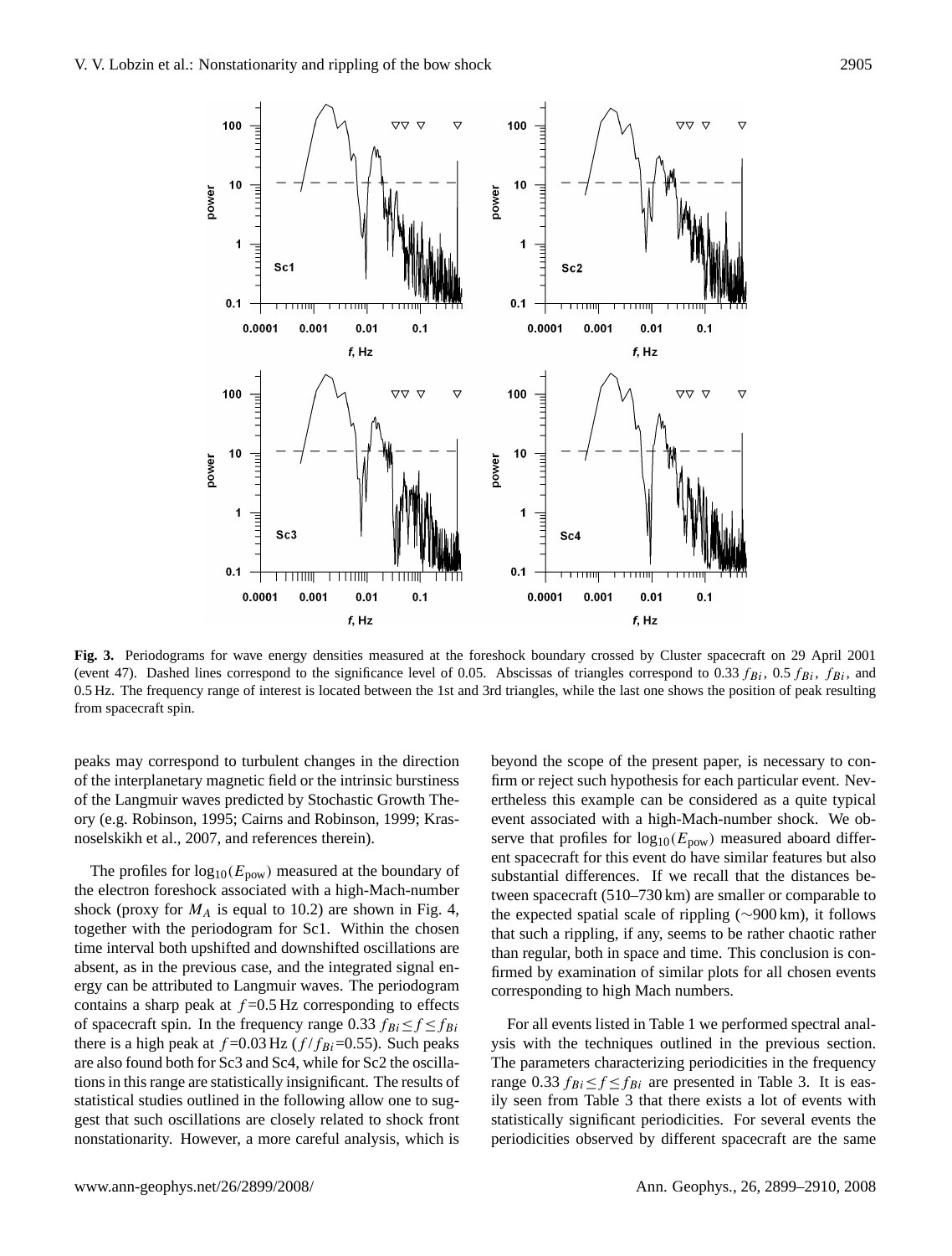**Fig. 3.** Periodograms for wave energy densities measured at the foreshock boundary crossed by Cluster spacecraft on 29 April 2001 (event 47). Dashed lines correspond to the significance level of 0.05. Abscissas of triangles correspond to 0.33 $f_{Bi}$, 0.5 $f_{Bi}$, $f_{Bi}$, and 0.5 Hz. The frequency range of interest is located between the 1st and 3rd triangles, while the last one shows the position of peak resulting from spacecraft spin.

peaks may correspond to turbulent changes in the direction of the interplanetary magnetic field or the intrinsic burstiness of the Langmuir waves predicted by Stochastic Growth Theory (e.g. Robinson, 1995; Cairns and Robinson, 1999; Krasnoselskikh et al., 2007, and references therein).

The profiles for $\log_{10}(E_{\text{pow}})$ measured at the boundary of the electron foreshock associated with a high-Mach-number shock (proxy for $M_A$ is equal to 10.2) are shown in Fig. 4, together with the periodogram for Sc1. Within the chosen time interval both upshifted and downshifted oscillations are absent, as in the previous case, and the integrated signal energy can be attributed to Langmuir waves. The periodogram contains a sharp peak at $f$=0.5 Hz corresponding to effects of spacecraft spin. In the frequency range 0.33 $f_{Bi} \leq f \leq f_{Bi}$ there is a high peak at $f$=0.03 Hz ($f/f_{Bi}$=0.55). Such peaks are also found both for Sc3 and Sc4, while for Sc2 the oscillations in this range are statistically insignificant. The results of statistical studies outlined in the following allow one to suggest that such oscillations are closely related to shock front nonstationarity. However, a more careful analysis, which is beyond the scope of the present paper, is necessary to confirm or reject such hypothesis for each particular event. Nevertheless this example can be considered as a quite typical event associated with a high-Mach-number shock. We observe that profiles for $\log_{10}(E_{\text{pow}})$ measured aboard different spacecraft for this event do have similar features but also substantial differences. If we recall that the distances between spacecraft (510–730 km) are smaller or comparable to the expected spatial scale of rippling (∼900 km), it follows that such a rippling, if any, seems to be rather chaotic rather than regular, both in space and time. This conclusion is confirmed by examination of similar plots for all chosen events corresponding to high Mach numbers.

For all events listed in Table 1 we performed spectral analysis with the techniques outlined in the previous section. The parameters characterizing periodicities in the frequency range 0.33 $f_{Bi} \leq f \leq f_{Bi}$ are presented in Table 3. It is easily seen from Table 3 that there exists a lot of events with statistically significant periodicities. For several events the periodicities observed by different spacecraft are the same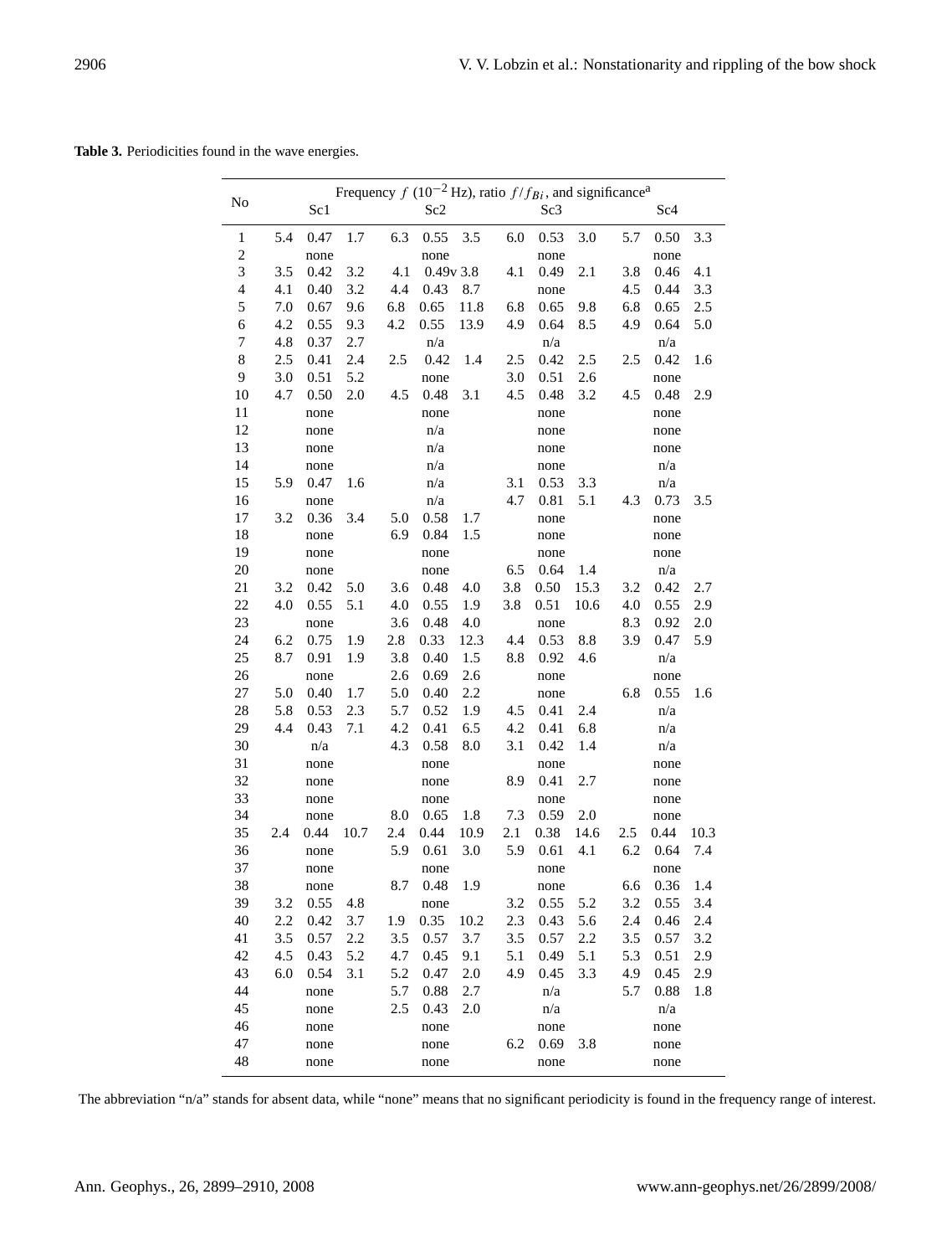**Table 3.** Periodicities found in the wave energies.

| No | Frequency $f$ ($10^{-2}$ Hz), ratio $f/f_{Bi}$, and significance[a] | | | | | | | | | | | |
|---|---|---|---|---|---|---|---|---|---|---|---|---|
| | | Sc1 | | | Sc2 | | | Sc3 | | | Sc4 | |
| 1 | 5.4 | 0.47 | 1.7 | 6.3 | 0.55 | 3.5 | 6.0 | 0.53 | 3.0 | 5.7 | 0.50 | 3.3 |
| 2 | | none | | | none | | | none | | | none | |
| 3 | 3.5 | 0.42 | 3.2 | 4.1 | 0.49v | 3.8 | 4.1 | 0.49 | 2.1 | 3.8 | 0.46 | 4.1 |
| 4 | 4.1 | 0.40 | 3.2 | 4.4 | 0.43 | 8.7 | | none | | 4.5 | 0.44 | 3.3 |
| 5 | 7.0 | 0.67 | 9.6 | 6.8 | 0.65 | 11.8 | 6.8 | 0.65 | 9.8 | 6.8 | 0.65 | 2.5 |
| 6 | 4.2 | 0.55 | 9.3 | 4.2 | 0.55 | 13.9 | 4.9 | 0.64 | 8.5 | 4.9 | 0.64 | 5.0 |
| 7 | 4.8 | 0.37 | 2.7 | | n/a | | | n/a | | | n/a | |
| 8 | 2.5 | 0.41 | 2.4 | 2.5 | 0.42 | 1.4 | 2.5 | 0.42 | 2.5 | 2.5 | 0.42 | 1.6 |
| 9 | 3.0 | 0.51 | 5.2 | | none | | 3.0 | 0.51 | 2.6 | | none | |
| 10 | 4.7 | 0.50 | 2.0 | 4.5 | 0.48 | 3.1 | 4.5 | 0.48 | 3.2 | 4.5 | 0.48 | 2.9 |
| 11 | | none | | | none | | | none | | | none | |
| 12 | | none | | | n/a | | | none | | | none | |
| 13 | | none | | | n/a | | | none | | | none | |
| 14 | | none | | | n/a | | | none | | | n/a | |
| 15 | 5.9 | 0.47 | 1.6 | | n/a | | 3.1 | 0.53 | 3.3 | | n/a | |
| 16 | | none | | | n/a | | 4.7 | 0.81 | 5.1 | 4.3 | 0.73 | 3.5 |
| 17 | 3.2 | 0.36 | 3.4 | 5.0 | 0.58 | 1.7 | | none | | | none | |
| 18 | | none | | 6.9 | 0.84 | 1.5 | | none | | | none | |
| 19 | | none | | | none | | | none | | | none | |
| 20 | | none | | | none | | 6.5 | 0.64 | 1.4 | | n/a | |
| 21 | 3.2 | 0.42 | 5.0 | 3.6 | 0.48 | 4.0 | 3.8 | 0.50 | 15.3 | 3.2 | 0.42 | 2.7 |
| 22 | 4.0 | 0.55 | 5.1 | 4.0 | 0.55 | 1.9 | 3.8 | 0.51 | 10.6 | 4.0 | 0.55 | 2.9 |
| 23 | | none | | 3.6 | 0.48 | 4.0 | | none | | 8.3 | 0.92 | 2.0 |
| 24 | 6.2 | 0.75 | 1.9 | 2.8 | 0.33 | 12.3 | 4.4 | 0.53 | 8.8 | 3.9 | 0.47 | 5.9 |
| 25 | 8.7 | 0.91 | 1.9 | 3.8 | 0.40 | 1.5 | 8.8 | 0.92 | 4.6 | | n/a | |
| 26 | | none | | 2.6 | 0.69 | 2.6 | | none | | | none | |
| 27 | 5.0 | 0.40 | 1.7 | 5.0 | 0.40 | 2.2 | | none | | 6.8 | 0.55 | 1.6 |
| 28 | 5.8 | 0.53 | 2.3 | 5.7 | 0.52 | 1.9 | 4.5 | 0.41 | 2.4 | | n/a | |
| 29 | 4.4 | 0.43 | 7.1 | 4.2 | 0.41 | 6.5 | 4.2 | 0.41 | 6.8 | | n/a | |
| 30 | | n/a | | 4.3 | 0.58 | 8.0 | 3.1 | 0.42 | 1.4 | | n/a | |
| 31 | | none | | | none | | | none | | | none | |
| 32 | | none | | | none | | 8.9 | 0.41 | 2.7 | | none | |
| 33 | | none | | | none | | | none | | | none | |
| 34 | | none | | 8.0 | 0.65 | 1.8 | 7.3 | 0.59 | 2.0 | | none | |
| 35 | 2.4 | 0.44 | 10.7 | 2.4 | 0.44 | 10.9 | 2.1 | 0.38 | 14.6 | 2.5 | 0.44 | 10.3 |
| 36 | | none | | 5.9 | 0.61 | 3.0 | 5.9 | 0.61 | 4.1 | 6.2 | 0.64 | 7.4 |
| 37 | | none | | | none | | | none | | | none | |
| 38 | | none | | 8.7 | 0.48 | 1.9 | | none | | 6.6 | 0.36 | 1.4 |
| 39 | 3.2 | 0.55 | 4.8 | | none | | 3.2 | 0.55 | 5.2 | 3.2 | 0.55 | 3.4 |
| 40 | 2.2 | 0.42 | 3.7 | 1.9 | 0.35 | 10.2 | 2.3 | 0.43 | 5.6 | 2.4 | 0.46 | 2.4 |
| 41 | 3.5 | 0.57 | 2.2 | 3.5 | 0.57 | 3.7 | 3.5 | 0.57 | 2.2 | 3.5 | 0.57 | 3.2 |
| 42 | 4.5 | 0.43 | 5.2 | 4.7 | 0.45 | 9.1 | 5.1 | 0.49 | 5.1 | 5.3 | 0.51 | 2.9 |
| 43 | 6.0 | 0.54 | 3.1 | 5.2 | 0.47 | 2.0 | 4.9 | 0.45 | 3.3 | 4.9 | 0.45 | 2.9 |
| 44 | | none | | 5.7 | 0.88 | 2.7 | | n/a | | 5.7 | 0.88 | 1.8 |
| 45 | | none | | 2.5 | 0.43 | 2.0 | | n/a | | | n/a | |
| 46 | | none | | | none | | | none | | | none | |
| 47 | | none | | | none | | 6.2 | 0.69 | 3.8 | | none | |
| 48 | | none | | | none | | | none | | | none | |

The abbreviation "n/a" stands for absent data, while "none" means that no significant periodicity is found in the frequency range of interest.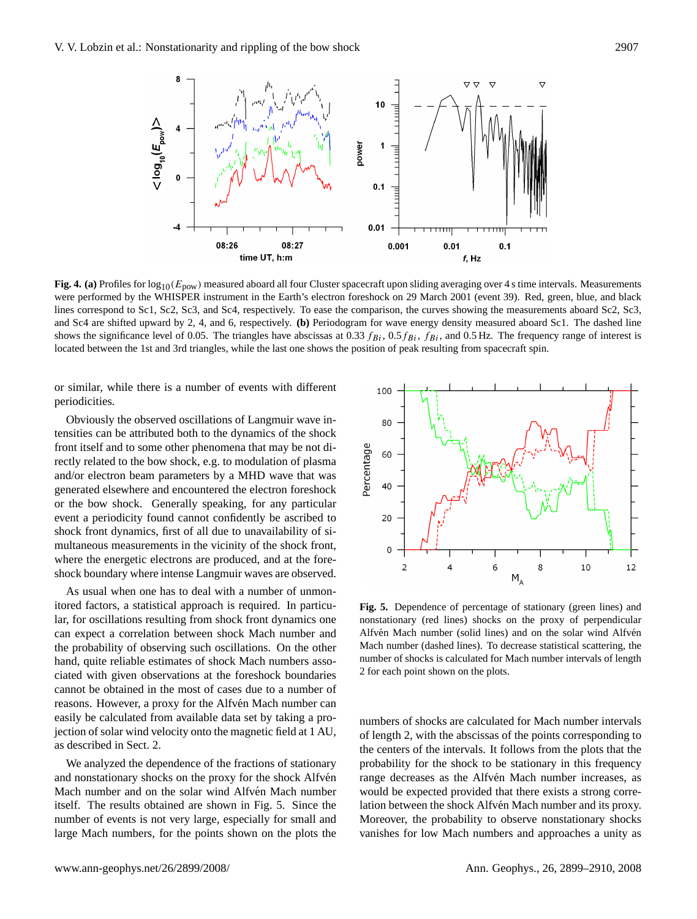**Fig. 4. (a)** Profiles for $\log_{10}(E_{\mathrm{pow}})$ measured aboard all four Cluster spacecraft upon sliding averaging over 4 s time intervals. Measurements were performed by the WHISPER instrument in the Earth's electron foreshock on 29 March 2001 (event 39). Red, green, blue, and black lines correspond to Sc1, Sc2, Sc3, and Sc4, respectively. To ease the comparison, the curves showing the measurements aboard Sc2, Sc3, and Sc4 are shifted upward by 2, 4, and 6, respectively. **(b)** Periodogram for wave energy density measured aboard Sc1. The dashed line shows the significance level of 0.05. The triangles have abscissas at $0.33\,f_{Bi}$, $0.5\,f_{Bi}$, $f_{Bi}$, and 0.5 Hz. The frequency range of interest is located between the 1st and 3rd triangles, while the last one shows the position of peak resulting from spacecraft spin.

or similar, while there is a number of events with different periodicities.

Obviously the observed oscillations of Langmuir wave intensities can be attributed both to the dynamics of the shock front itself and to some other phenomena that may be not directly related to the bow shock, e.g. to modulation of plasma and/or electron beam parameters by a MHD wave that was generated elsewhere and encountered the electron foreshock or the bow shock. Generally speaking, for any particular event a periodicity found cannot confidently be ascribed to shock front dynamics, first of all due to unavailability of simultaneous measurements in the vicinity of the shock front, where the energetic electrons are produced, and at the foreshock boundary where intense Langmuir waves are observed.

As usual when one has to deal with a number of unmonitored factors, a statistical approach is required. In particular, for oscillations resulting from shock front dynamics one can expect a correlation between shock Mach number and the probability of observing such oscillations. On the other hand, quite reliable estimates of shock Mach numbers associated with given observations at the foreshock boundaries cannot be obtained in the most of cases due to a number of reasons. However, a proxy for the Alfvén Mach number can easily be calculated from available data set by taking a projection of solar wind velocity onto the magnetic field at 1 AU, as described in Sect. 2.

We analyzed the dependence of the fractions of stationary and nonstationary shocks on the proxy for the shock Alfvén Mach number and on the solar wind Alfvén Mach number itself. The results obtained are shown in Fig. 5. Since the number of events is not very large, especially for small and large Mach numbers, for the points shown on the plots the numbers of shocks are calculated for Mach number intervals of length 2, with the abscissas of the points corresponding to the centers of the intervals. It follows from the plots that the probability for the shock to be stationary in this frequency range decreases as the Alfvén Mach number increases, as would be expected provided that there exists a strong correlation between the shock Alfvén Mach number and its proxy. Moreover, the probability to observe nonstationary shocks vanishes for low Mach numbers and approaches a unity as

**Fig. 5.** Dependence of percentage of stationary (green lines) and nonstationary (red lines) shocks on the proxy of perpendicular Alfvén Mach number (solid lines) and on the solar wind Alfvén Mach number (dashed lines). To decrease statistical scattering, the number of shocks is calculated for Mach number intervals of length 2 for each point shown on the plots.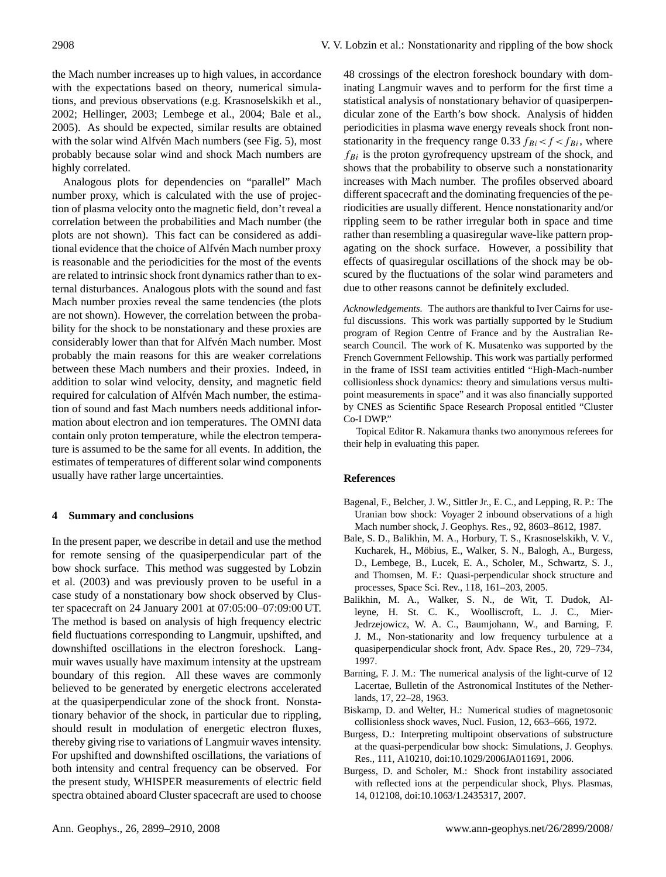the Mach number increases up to high values, in accordance with the expectations based on theory, numerical simulations, and previous observations (e.g. Krasnoselskikh et al., 2002; Hellinger, 2003; Lembege et al., 2004; Bale et al., 2005). As should be expected, similar results are obtained with the solar wind Alfvén Mach numbers (see Fig. 5), most probably because solar wind and shock Mach numbers are highly correlated.

Analogous plots for dependencies on "parallel" Mach number proxy, which is calculated with the use of projection of plasma velocity onto the magnetic field, don't reveal a correlation between the probabilities and Mach number (the plots are not shown). This fact can be considered as additional evidence that the choice of Alfvén Mach number proxy is reasonable and the periodicities for the most of the events are related to intrinsic shock front dynamics rather than to external disturbances. Analogous plots with the sound and fast Mach number proxies reveal the same tendencies (the plots are not shown). However, the correlation between the probability for the shock to be nonstationary and these proxies are considerably lower than that for Alfvén Mach number. Most probably the main reasons for this are weaker correlations between these Mach numbers and their proxies. Indeed, in addition to solar wind velocity, density, and magnetic field required for calculation of Alfvén Mach number, the estimation of sound and fast Mach numbers needs additional information about electron and ion temperatures. The OMNI data contain only proton temperature, while the electron temperature is assumed to be the same for all events. In addition, the estimates of temperatures of different solar wind components usually have rather large uncertainties.

## 4 Summary and conclusions

In the present paper, we describe in detail and use the method for remote sensing of the quasiperpendicular part of the bow shock surface. This method was suggested by Lobzin et al. (2003) and was previously proven to be useful in a case study of a nonstationary bow shock observed by Cluster spacecraft on 24 January 2001 at 07:05:00–07:09:00 UT. The method is based on analysis of high frequency electric field fluctuations corresponding to Langmuir, upshifted, and downshifted oscillations in the electron foreshock. Langmuir waves usually have maximum intensity at the upstream boundary of this region. All these waves are commonly believed to be generated by energetic electrons accelerated at the quasiperpendicular zone of the shock front. Nonstationary behavior of the shock, in particular due to rippling, should result in modulation of energetic electron fluxes, thereby giving rise to variations of Langmuir waves intensity. For upshifted and downshifted oscillations, the variations of both intensity and central frequency can be observed. For the present study, WHISPER measurements of electric field spectra obtained aboard Cluster spacecraft are used to choose 48 crossings of the electron foreshock boundary with dominating Langmuir waves and to perform for the first time a statistical analysis of nonstationary behavior of quasiperpendicular zone of the Earth's bow shock. Analysis of hidden periodicities in plasma wave energy reveals shock front nonstationarity in the frequency range $0.33\, f_{Bi} < f < f_{Bi}$, where $f_{Bi}$ is the proton gyrofrequency upstream of the shock, and shows that the probability to observe such a nonstationarity increases with Mach number. The profiles observed aboard different spacecraft and the dominating frequencies of the periodicities are usually different. Hence nonstationarity and/or rippling seem to be rather irregular both in space and time rather than resembling a quasiregular wave-like pattern propagating on the shock surface. However, a possibility that effects of quasiregular oscillations of the shock may be obscured by the fluctuations of the solar wind parameters and due to other reasons cannot be definitely excluded.

*Acknowledgements.* The authors are thankful to Iver Cairns for useful discussions. This work was partially supported by le Studium program of Region Centre of France and by the Australian Research Council. The work of K. Musatenko was supported by the French Government Fellowship. This work was partially performed in the frame of ISSI team activities entitled "High-Mach-number collisionless shock dynamics: theory and simulations versus multipoint measurements in space" and it was also financially supported by CNES as Scientific Space Research Proposal entitled "Cluster Co-I DWP."

Topical Editor R. Nakamura thanks two anonymous referees for their help in evaluating this paper.

## References

Bagenal, F., Belcher, J. W., Sittler Jr., E. C., and Lepping, R. P.: The Uranian bow shock: Voyager 2 inbound observations of a high Mach number shock, J. Geophys. Res., 92, 8603–8612, 1987.

Bale, S. D., Balikhin, M. A., Horbury, T. S., Krasnoselskikh, V. V., Kucharek, H., Möbius, E., Walker, S. N., Balogh, A., Burgess, D., Lembege, B., Lucek, E. A., Scholer, M., Schwartz, S. J., and Thomsen, M. F.: Quasi-perpendicular shock structure and processes, Space Sci. Rev., 118, 161–203, 2005.

Balikhin, M. A., Walker, S. N., de Wit, T. Dudok, Alleyne, H. St. C. K., Woolliscroft, L. J. C., Mier-Jedrzejowicz, W. A. C., Baumjohann, W., and Barning, F. J. M., Non-stationarity and low frequency turbulence at a quasiperpendicular shock front, Adv. Space Res., 20, 729–734, 1997.

Barning, F. J. M.: The numerical analysis of the light-curve of 12 Lacertae, Bulletin of the Astronomical Institutes of the Netherlands, 17, 22–28, 1963.

Biskamp, D. and Welter, H.: Numerical studies of magnetosonic collisionless shock waves, Nucl. Fusion, 12, 663–666, 1972.

Burgess, D.: Interpreting multipoint observations of substructure at the quasi-perpendicular bow shock: Simulations, J. Geophys. Res., 111, A10210, doi:10.1029/2006JA011691, 2006.

Burgess, D. and Scholer, M.: Shock front instability associated with reflected ions at the perpendicular shock, Phys. Plasmas, 14, 012108, doi:10.1063/1.2435317, 2007.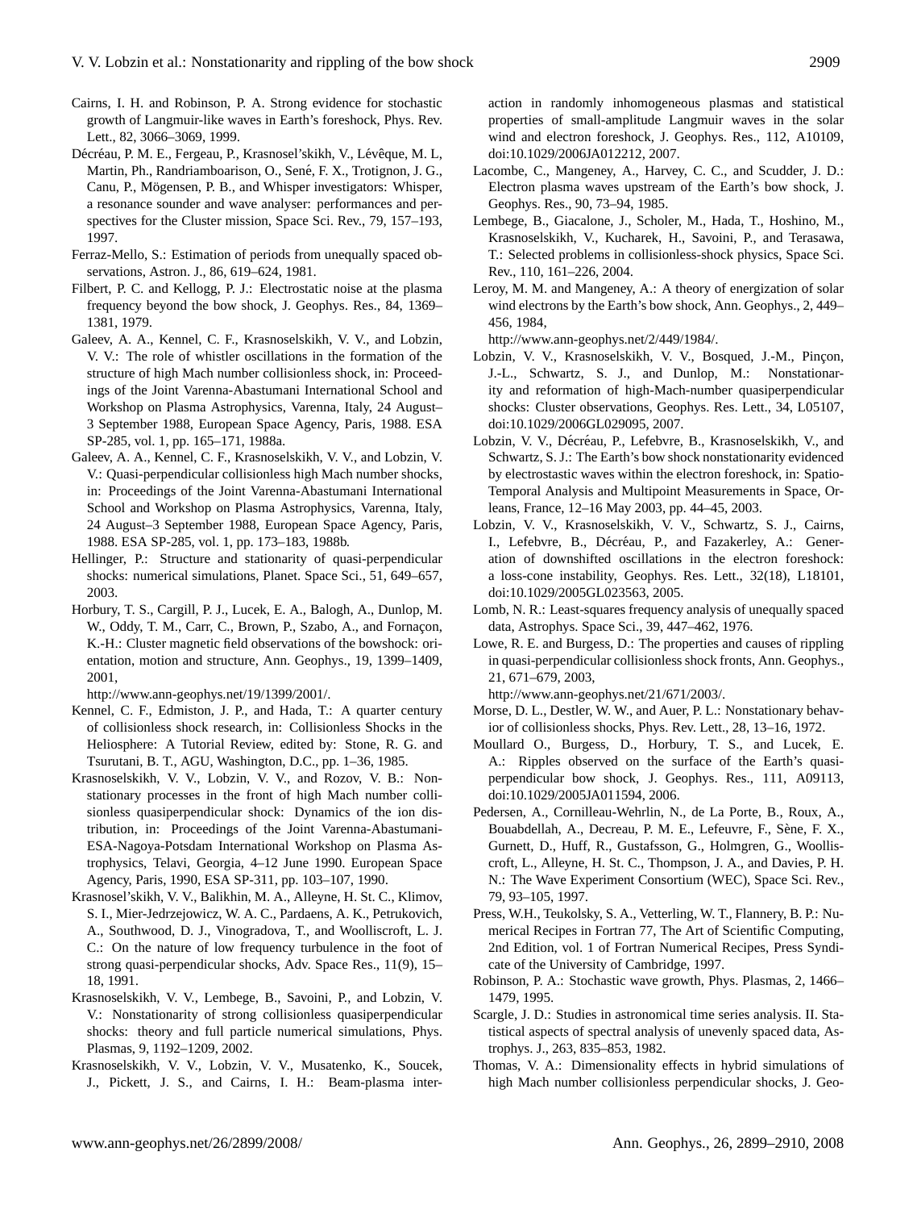Cairns, I. H. and Robinson, P. A. Strong evidence for stochastic growth of Langmuir-like waves in Earth's foreshock, Phys. Rev. Lett., 82, 3066–3069, 1999.

Décréau, P. M. E., Fergeau, P., Krasnosel'skikh, V., Lévêque, M. L, Martin, Ph., Randriamboarison, O., Sené, F. X., Trotignon, J. G., Canu, P., Mögensen, P. B., and Whisper investigators: Whisper, a resonance sounder and wave analyser: performances and perspectives for the Cluster mission, Space Sci. Rev., 79, 157–193, 1997.

Ferraz-Mello, S.: Estimation of periods from unequally spaced observations, Astron. J., 86, 619–624, 1981.

Filbert, P. C. and Kellogg, P. J.: Electrostatic noise at the plasma frequency beyond the bow shock, J. Geophys. Res., 84, 1369–1381, 1979.

Galeev, A. A., Kennel, C. F., Krasnoselskikh, V. V., and Lobzin, V. V.: The role of whistler oscillations in the formation of the structure of high Mach number collisionless shock, in: Proceedings of the Joint Varenna-Abastumani International School and Workshop on Plasma Astrophysics, Varenna, Italy, 24 August–3 September 1988, European Space Agency, Paris, 1988. ESA SP-285, vol. 1, pp. 165–171, 1988a.

Galeev, A. A., Kennel, C. F., Krasnoselskikh, V. V., and Lobzin, V. V.: Quasi-perpendicular collisionless high Mach number shocks, in: Proceedings of the Joint Varenna-Abastumani International School and Workshop on Plasma Astrophysics, Varenna, Italy, 24 August–3 September 1988, European Space Agency, Paris, 1988. ESA SP-285, vol. 1, pp. 173–183, 1988b.

Hellinger, P.: Structure and stationarity of quasi-perpendicular shocks: numerical simulations, Planet. Space Sci., 51, 649–657, 2003.

Horbury, T. S., Cargill, P. J., Lucek, E. A., Balogh, A., Dunlop, M. W., Oddy, T. M., Carr, C., Brown, P., Szabo, A., and Fornaçon, K.-H.: Cluster magnetic field observations of the bowshock: orientation, motion and structure, Ann. Geophys., 19, 1399–1409, 2001,
http://www.ann-geophys.net/19/1399/2001/.

Kennel, C. F., Edmiston, J. P., and Hada, T.: A quarter century of collisionless shock research, in: Collisionless Shocks in the Heliosphere: A Tutorial Review, edited by: Stone, R. G. and Tsurutani, B. T., AGU, Washington, D.C., pp. 1–36, 1985.

Krasnoselskikh, V. V., Lobzin, V. V., and Rozov, V. B.: Nonstationary processes in the front of high Mach number collisionless quasiperpendicular shock: Dynamics of the ion distribution, in: Proceedings of the Joint Varenna-Abastumani-ESA-Nagoya-Potsdam International Workshop on Plasma Astrophysics, Telavi, Georgia, 4–12 June 1990. European Space Agency, Paris, 1990, ESA SP-311, pp. 103–107, 1990.

Krasnosel'skikh, V. V., Balikhin, M. A., Alleyne, H. St. C., Klimov, S. I., Mier-Jedrzejowicz, W. A. C., Pardaens, A. K., Petrukovich, A., Southwood, D. J., Vinogradova, T., and Woolliscroft, L. J. C.: On the nature of low frequency turbulence in the foot of strong quasi-perpendicular shocks, Adv. Space Res., 11(9), 15–18, 1991.

Krasnoselskikh, V. V., Lembege, B., Savoini, P., and Lobzin, V. V.: Nonstationarity of strong collisionless quasiperpendicular shocks: theory and full particle numerical simulations, Phys. Plasmas, 9, 1192–1209, 2002.

Krasnoselskikh, V. V., Lobzin, V. V., Musatenko, K., Soucek, J., Pickett, J. S., and Cairns, I. H.: Beam-plasma interaction in randomly inhomogeneous plasmas and statistical properties of small-amplitude Langmuir waves in the solar wind and electron foreshock, J. Geophys. Res., 112, A10109, doi:10.1029/2006JA012212, 2007.

Lacombe, C., Mangeney, A., Harvey, C. C., and Scudder, J. D.: Electron plasma waves upstream of the Earth's bow shock, J. Geophys. Res., 90, 73–94, 1985.

Lembege, B., Giacalone, J., Scholer, M., Hada, T., Hoshino, M., Krasnoselskikh, V., Kucharek, H., Savoini, P., and Terasawa, T.: Selected problems in collisionless-shock physics, Space Sci. Rev., 110, 161–226, 2004.

Leroy, M. M. and Mangeney, A.: A theory of energization of solar wind electrons by the Earth's bow shock, Ann. Geophys., 2, 449–456, 1984,
http://www.ann-geophys.net/2/449/1984/.

Lobzin, V. V., Krasnoselskikh, V. V., Bosqued, J.-M., Pinçon, J.-L., Schwartz, S. J., and Dunlop, M.: Nonstationarity and reformation of high-Mach-number quasiperpendicular shocks: Cluster observations, Geophys. Res. Lett., 34, L05107, doi:10.1029/2006GL029095, 2007.

Lobzin, V. V., Décréau, P., Lefebvre, B., Krasnoselskikh, V., and Schwartz, S. J.: The Earth's bow shock nonstationarity evidenced by electrostatic waves within the electron foreshock, in: Spatio-Temporal Analysis and Multipoint Measurements in Space, Orleans, France, 12–16 May 2003, pp. 44–45, 2003.

Lobzin, V. V., Krasnoselskikh, V. V., Schwartz, S. J., Cairns, I., Lefebvre, B., Décréau, P., and Fazakerley, A.: Generation of downshifted oscillations in the electron foreshock: a loss-cone instability, Geophys. Res. Lett., 32(18), L18101, doi:10.1029/2005GL023563, 2005.

Lomb, N. R.: Least-squares frequency analysis of unequally spaced data, Astrophys. Space Sci., 39, 447–462, 1976.

Lowe, R. E. and Burgess, D.: The properties and causes of rippling in quasi-perpendicular collisionless shock fronts, Ann. Geophys., 21, 671–679, 2003,
http://www.ann-geophys.net/21/671/2003/.

Morse, D. L., Destler, W. W., and Auer, P. L.: Nonstationary behavior of collisionless shocks, Phys. Rev. Lett., 28, 13–16, 1972.

Moullard O., Burgess, D., Horbury, T. S., and Lucek, E. A.: Ripples observed on the surface of the Earth's quasi-perpendicular bow shock, J. Geophys. Res., 111, A09113, doi:10.1029/2005JA011594, 2006.

Pedersen, A., Cornilleau-Wehrlin, N., de La Porte, B., Roux, A., Bouabdellah, A., Decreau, P. M. E., Lefeuvre, F., Sène, F. X., Gurnett, D., Huff, R., Gustafsson, G., Holmgren, G., Woolliscroft, L., Alleyne, H. St. C., Thompson, J. A., and Davies, P. H. N.: The Wave Experiment Consortium (WEC), Space Sci. Rev., 79, 93–105, 1997.

Press, W.H., Teukolsky, S. A., Vetterling, W. T., Flannery, B. P.: Numerical Recipes in Fortran 77, The Art of Scientific Computing, 2nd Edition, vol. 1 of Fortran Numerical Recipes, Press Syndicate of the University of Cambridge, 1997.

Robinson, P. A.: Stochastic wave growth, Phys. Plasmas, 2, 1466–1479, 1995.

Scargle, J. D.: Studies in astronomical time series analysis. II. Statistical aspects of spectral analysis of unevenly spaced data, Astrophys. J., 263, 835–853, 1982.

Thomas, V. A.: Dimensionality effects in hybrid simulations of high Mach number collisionless perpendicular shocks, J. Geo-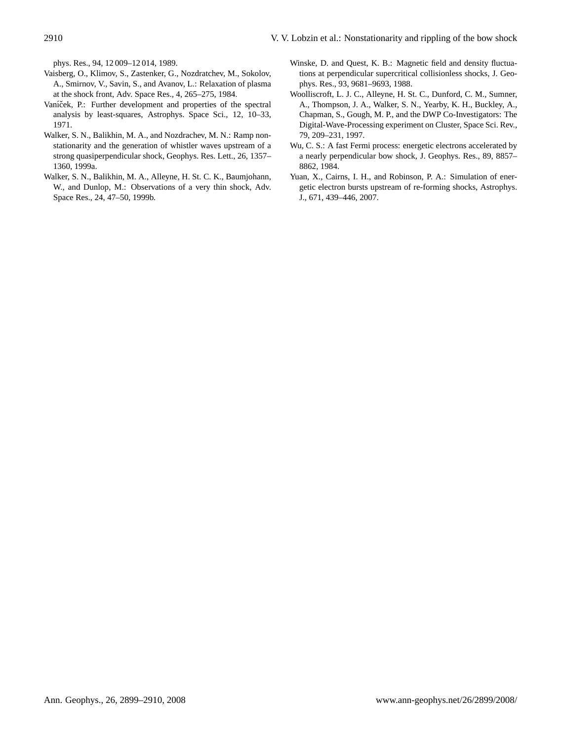phys. Res., 94, 12 009–12 014, 1989.

Vaisberg, O., Klimov, S., Zastenker, G., Nozdratchev, M., Sokolov, A., Smirnov, V., Savin, S., and Avanov, L.: Relaxation of plasma at the shock front, Adv. Space Res., 4, 265–275, 1984.

Vaníček, P.: Further development and properties of the spectral analysis by least-squares, Astrophys. Space Sci., 12, 10–33, 1971.

Walker, S. N., Balikhin, M. A., and Nozdrachev, M. N.: Ramp nonstationarity and the generation of whistler waves upstream of a strong quasiperpendicular shock, Geophys. Res. Lett., 26, 1357–1360, 1999a.

Walker, S. N., Balikhin, M. A., Alleyne, H. St. C. K., Baumjohann, W., and Dunlop, M.: Observations of a very thin shock, Adv. Space Res., 24, 47–50, 1999b.

Winske, D. and Quest, K. B.: Magnetic field and density fluctuations at perpendicular supercritical collisionless shocks, J. Geophys. Res., 93, 9681–9693, 1988.

Woolliscroft, L. J. C., Alleyne, H. St. C., Dunford, C. M., Sumner, A., Thompson, J. A., Walker, S. N., Yearby, K. H., Buckley, A., Chapman, S., Gough, M. P., and the DWP Co-Investigators: The Digital-Wave-Processing experiment on Cluster, Space Sci. Rev., 79, 209–231, 1997.

Wu, C. S.: A fast Fermi process: energetic electrons accelerated by a nearly perpendicular bow shock, J. Geophys. Res., 89, 8857–8862, 1984.

Yuan, X., Cairns, I. H., and Robinson, P. A.: Simulation of energetic electron bursts upstream of re-forming shocks, Astrophys. J., 671, 439–446, 2007.